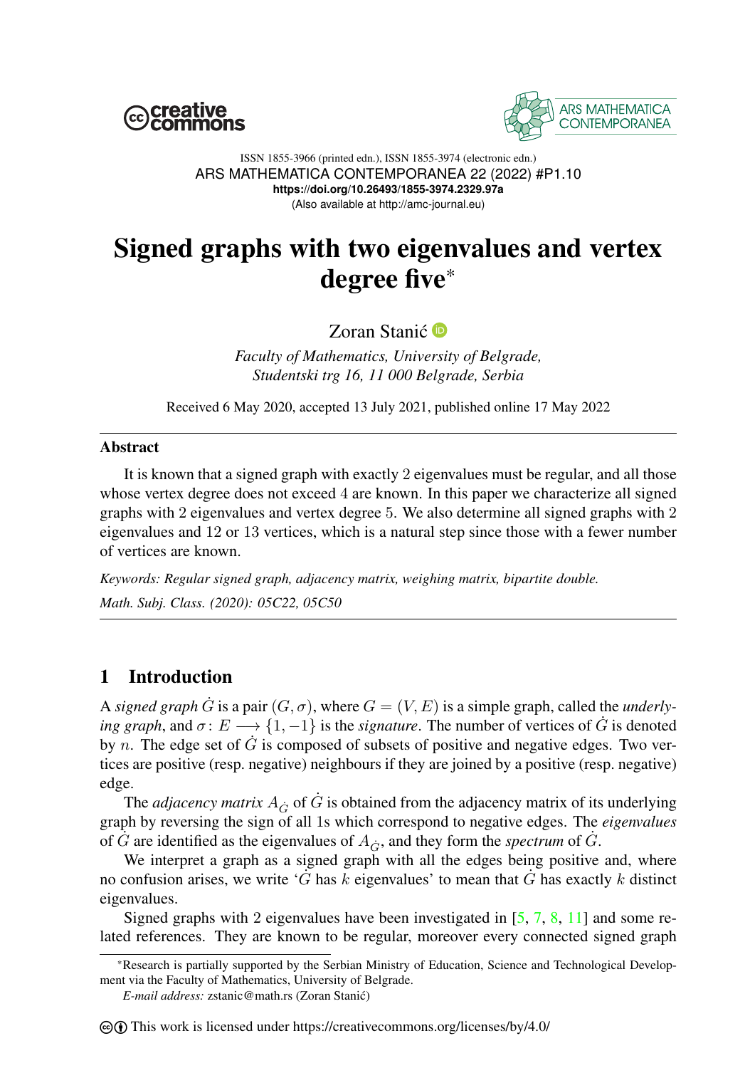ISSN 1855-3966 (printed edn.), ISSN 1855-3974 (electronic edn.)
ARS MATHEMATICA CONTEMPORANEA 22 (2022) #P1.10
**https://doi.org/10.26493/1855-3974.2329.97a**
(Also available at http://amc-journal.eu)

# Signed graphs with two eigenvalues and vertex degree five*

Zoran Stanić

*Faculty of Mathematics, University of Belgrade, Studentski trg 16, 11 000 Belgrade, Serbia*

Received 6 May 2020, accepted 13 July 2021, published online 17 May 2022

### Abstract

It is known that a signed graph with exactly 2 eigenvalues must be regular, and all those whose vertex degree does not exceed $4$ are known. In this paper we characterize all signed graphs with 2 eigenvalues and vertex degree $5$. We also determine all signed graphs with 2 eigenvalues and 12 or 13 vertices, which is a natural step since those with a fewer number of vertices are known.

*Keywords: Regular signed graph, adjacency matrix, weighing matrix, bipartite double.*

*Math. Subj. Class. (2020): 05C22, 05C50*

## 1 Introduction

A *signed graph* $\dot{G}$ is a pair $(G, \sigma)$, where $G = (V, E)$ is a simple graph, called the *underlying graph*, and $\sigma\colon E \longrightarrow \{1, -1\}$ is the *signature*. The number of vertices of $\dot{G}$ is denoted by $n$. The edge set of $\dot{G}$ is composed of subsets of positive and negative edges. Two vertices are positive (resp. negative) neighbours if they are joined by a positive (resp. negative) edge.

The *adjacency matrix* $A_{\dot{G}}$ of $\dot{G}$ is obtained from the adjacency matrix of its underlying graph by reversing the sign of all 1s which correspond to negative edges. The *eigenvalues* of $\dot{G}$ are identified as the eigenvalues of $A_{\dot{G}}$, and they form the *spectrum* of $\dot{G}$.

We interpret a graph as a signed graph with all the edges being positive and, where no confusion arises, we write '$\dot{G}$ has $k$ eigenvalues' to mean that $\dot{G}$ has exactly $k$ distinct eigenvalues.

Signed graphs with 2 eigenvalues have been investigated in [5, 7, 8, 11] and some related references. They are known to be regular, moreover every connected signed graph

*Research is partially supported by the Serbian Ministry of Education, Science and Technological Development via the Faculty of Mathematics, University of Belgrade.

*E-mail address:* zstanic@math.rs (Zoran Stanić)

This work is licensed under https://creativecommons.org/licenses/by/4.0/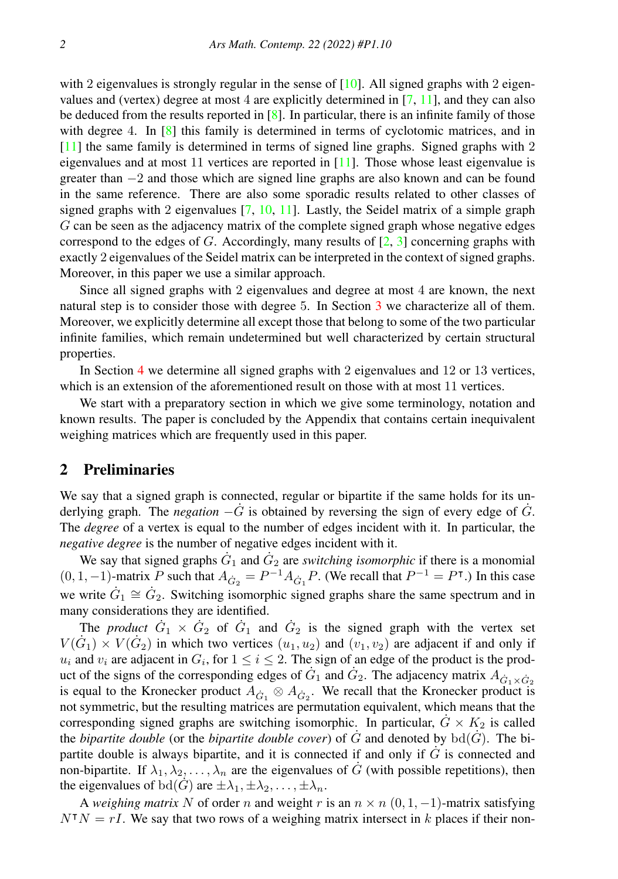with 2 eigenvalues is strongly regular in the sense of [10]. All signed graphs with 2 eigenvalues and (vertex) degree at most 4 are explicitly determined in [7, 11], and they can also be deduced from the results reported in [8]. In particular, there is an infinite family of those with degree 4. In [8] this family is determined in terms of cyclotomic matrices, and in [11] the same family is determined in terms of signed line graphs. Signed graphs with 2 eigenvalues and at most 11 vertices are reported in [11]. Those whose least eigenvalue is greater than $-2$ and those which are signed line graphs are also known and can be found in the same reference. There are also some sporadic results related to other classes of signed graphs with 2 eigenvalues [7, 10, 11]. Lastly, the Seidel matrix of a simple graph $G$ can be seen as the adjacency matrix of the complete signed graph whose negative edges correspond to the edges of $G$. Accordingly, many results of [2, 3] concerning graphs with exactly 2 eigenvalues of the Seidel matrix can be interpreted in the context of signed graphs. Moreover, in this paper we use a similar approach.

Since all signed graphs with 2 eigenvalues and degree at most 4 are known, the next natural step is to consider those with degree 5. In Section 3 we characterize all of them. Moreover, we explicitly determine all except those that belong to some of the two particular infinite families, which remain undetermined but well characterized by certain structural properties.

In Section 4 we determine all signed graphs with 2 eigenvalues and 12 or 13 vertices, which is an extension of the aforementioned result on those with at most 11 vertices.

We start with a preparatory section in which we give some terminology, notation and known results. The paper is concluded by the Appendix that contains certain inequivalent weighing matrices which are frequently used in this paper.

## 2 Preliminaries

We say that a signed graph is connected, regular or bipartite if the same holds for its underlying graph. The *negation* $-\dot{G}$ is obtained by reversing the sign of every edge of $\dot{G}$. The *degree* of a vertex is equal to the number of edges incident with it. In particular, the *negative degree* is the number of negative edges incident with it.

We say that signed graphs $\dot{G}_1$ and $\dot{G}_2$ are *switching isomorphic* if there is a monomial $(0, 1, -1)$-matrix $P$ such that $A_{\dot{G}_2} = P^{-1}A_{\dot{G}_1}P$. (We recall that $P^{-1} = P^{\intercal}$.) In this case we write $\dot{G}_1 \cong \dot{G}_2$. Switching isomorphic signed graphs share the same spectrum and in many considerations they are identified.

The *product* $\dot{G}_1 \times \dot{G}_2$ of $\dot{G}_1$ and $\dot{G}_2$ is the signed graph with the vertex set $V(\dot{G}_1) \times V(\dot{G}_2)$ in which two vertices $(u_1, u_2)$ and $(v_1, v_2)$ are adjacent if and only if $u_i$ and $v_i$ are adjacent in $G_i$, for $1 \leq i \leq 2$. The sign of an edge of the product is the product of the signs of the corresponding edges of $\dot{G}_1$ and $\dot{G}_2$. The adjacency matrix $A_{\dot{G}_1 \times \dot{G}_2}$ is equal to the Kronecker product $A_{\dot{G}_1} \otimes A_{\dot{G}_2}$. We recall that the Kronecker product is not symmetric, but the resulting matrices are permutation equivalent, which means that the corresponding signed graphs are switching isomorphic. In particular, $\dot{G} \times K_2$ is called the *bipartite double* (or the *bipartite double cover*) of $\dot{G}$ and denoted by $\mathrm{bd}(\dot{G})$. The bipartite double is always bipartite, and it is connected if and only if $\dot{G}$ is connected and non-bipartite. If $\lambda_1, \lambda_2, \ldots, \lambda_n$ are the eigenvalues of $\dot{G}$ (with possible repetitions), then the eigenvalues of $\mathrm{bd}(\dot{G})$ are $\pm\lambda_1, \pm\lambda_2, \ldots, \pm\lambda_n$.

A *weighing matrix* $N$ of order $n$ and weight $r$ is an $n \times n$ $(0, 1, -1)$-matrix satisfying $N^{\intercal}N = rI$. We say that two rows of a weighing matrix intersect in $k$ places if their non-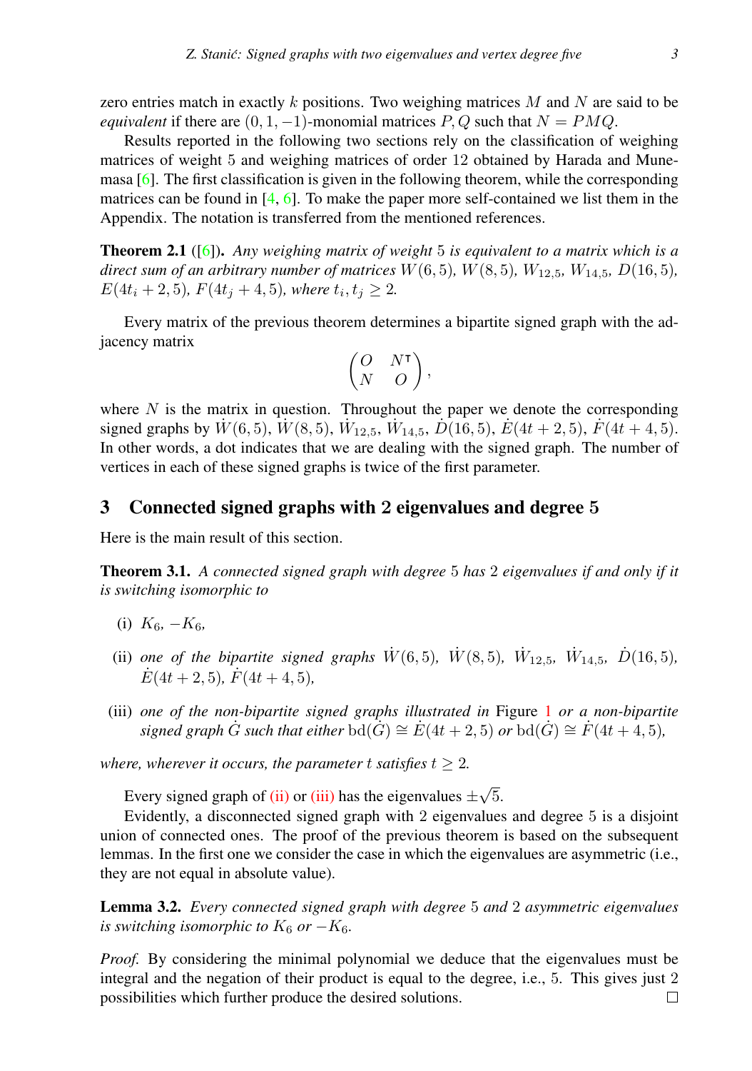zero entries match in exactly $k$ positions. Two weighing matrices $M$ and $N$ are said to be *equivalent* if there are $(0,1,-1)$-monomial matrices $P,Q$ such that $N = PMQ$.

Results reported in the following two sections rely on the classification of weighing matrices of weight 5 and weighing matrices of order 12 obtained by Harada and Munemasa [6]. The first classification is given in the following theorem, while the corresponding matrices can be found in [4, 6]. To make the paper more self-contained we list them in the Appendix. The notation is transferred from the mentioned references.

**Theorem 2.1** ([6]). *Any weighing matrix of weight* 5 *is equivalent to a matrix which is a direct sum of an arbitrary number of matrices* $W(6,5)$*,* $W(8,5)$*,* $W_{12,5}$*,* $W_{14,5}$*,* $D(16,5)$*,* $E(4t_i+2,5)$*,* $F(4t_j+4,5)$*, where* $t_i, t_j \geq 2$*.*

Every matrix of the previous theorem determines a bipartite signed graph with the adjacency matrix

$$\begin{pmatrix} O & N^{\intercal} \\ N & O \end{pmatrix},$$

where $N$ is the matrix in question. Throughout the paper we denote the corresponding signed graphs by $\dot{W}(6,5)$, $\dot{W}(8,5)$, $\dot{W}_{12,5}$, $\dot{W}_{14,5}$, $\dot{D}(16,5)$, $\dot{E}(4t+2,5)$, $\dot{F}(4t+4,5)$. In other words, a dot indicates that we are dealing with the signed graph. The number of vertices in each of these signed graphs is twice of the first parameter.

## 3 Connected signed graphs with 2 eigenvalues and degree 5

Here is the main result of this section.

**Theorem 3.1.** *A connected signed graph with degree* 5 *has* 2 *eigenvalues if and only if it is switching isomorphic to*

(i) $K_6$*,* $-K_6$*,*

(ii) *one of the bipartite signed graphs* $\dot{W}(6,5)$*,* $\dot{W}(8,5)$*,* $\dot{W}_{12,5}$*,* $\dot{W}_{14,5}$*,* $\dot{D}(16,5)$*,* $\dot{E}(4t+2,5)$*,* $\dot{F}(4t+4,5)$*,*

(iii) *one of the non-bipartite signed graphs illustrated in* Figure 1 *or a non-bipartite signed graph* $\dot{G}$ *such that either* $\mathrm{bd}(\dot{G}) \cong \dot{E}(4t+2,5)$ *or* $\mathrm{bd}(\dot{G}) \cong \dot{F}(4t+4,5)$*,*

*where, wherever it occurs, the parameter* $t$ *satisfies* $t \geq 2$*.*

Every signed graph of (ii) or (iii) has the eigenvalues $\pm\sqrt{5}$.

Evidently, a disconnected signed graph with 2 eigenvalues and degree 5 is a disjoint union of connected ones. The proof of the previous theorem is based on the subsequent lemmas. In the first one we consider the case in which the eigenvalues are asymmetric (i.e., they are not equal in absolute value).

**Lemma 3.2.** *Every connected signed graph with degree* 5 *and* 2 *asymmetric eigenvalues is switching isomorphic to* $K_6$ *or* $-K_6$*.*

*Proof.* By considering the minimal polynomial we deduce that the eigenvalues must be integral and the negation of their product is equal to the degree, i.e., 5. This gives just 2 possibilities which further produce the desired solutions. □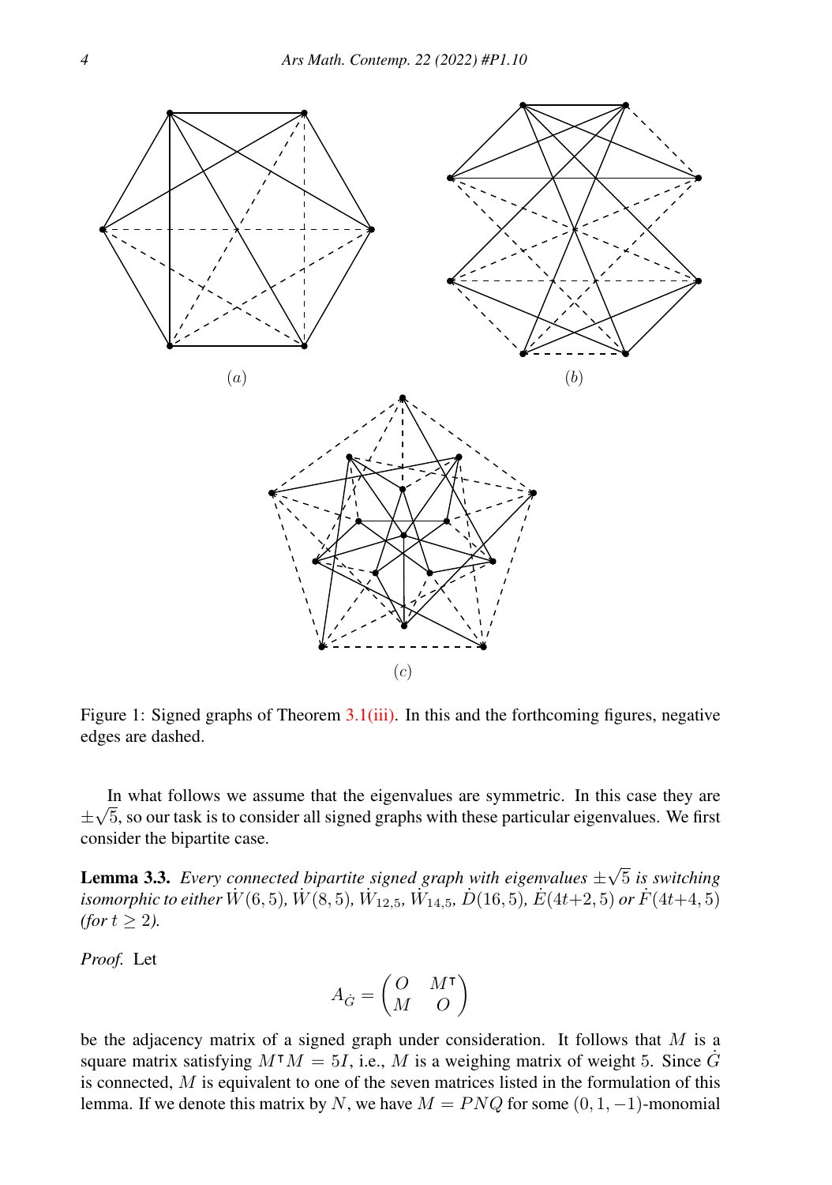Figure 1: Signed graphs of Theorem 3.1(iii). In this and the forthcoming figures, negative edges are dashed.

In what follows we assume that the eigenvalues are symmetric. In this case they are $\pm\sqrt{5}$, so our task is to consider all signed graphs with these particular eigenvalues. We first consider the bipartite case.

**Lemma 3.3.** *Every connected bipartite signed graph with eigenvalues $\pm\sqrt{5}$ is switching isomorphic to either $\dot{W}(6,5)$, $\dot{W}(8,5)$, $\dot{W}_{12,5}$, $\dot{W}_{14,5}$, $\dot{D}(16,5)$, $\dot{E}(4t{+}2,5)$ or $\dot{F}(4t{+}4,5)$ (for $t \geq 2$).*

*Proof.* Let

$$A_{\dot{G}} = \begin{pmatrix} O & M^{\intercal} \\ M & O \end{pmatrix}$$

be the adjacency matrix of a signed graph under consideration. It follows that $M$ is a square matrix satisfying $M^{\intercal}M = 5I$, i.e., $M$ is a weighing matrix of weight $5$. Since $\dot{G}$ is connected, $M$ is equivalent to one of the seven matrices listed in the formulation of this lemma. If we denote this matrix by $N$, we have $M = PNQ$ for some $(0,1,-1)$-monomial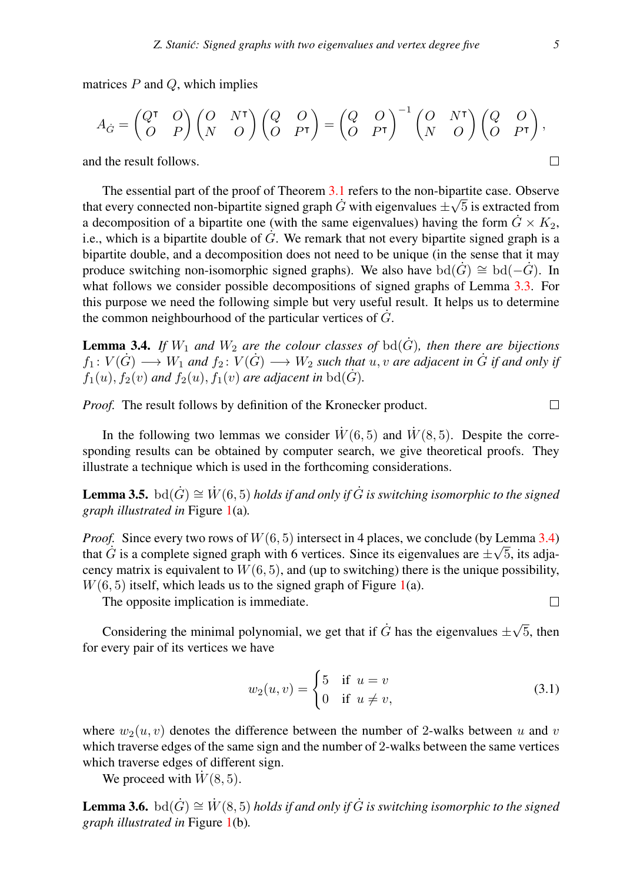matrices $P$ and $Q$, which implies

$$A_{\dot{G}} = \begin{pmatrix} Q^\intercal & O \\ O & P \end{pmatrix} \begin{pmatrix} O & N^\intercal \\ N & O \end{pmatrix} \begin{pmatrix} Q & O \\ O & P^\intercal \end{pmatrix} = \begin{pmatrix} Q & O \\ O & P^\intercal \end{pmatrix}^{-1} \begin{pmatrix} O & N^\intercal \\ N & O \end{pmatrix} \begin{pmatrix} Q & O \\ O & P^\intercal \end{pmatrix},$$

and the result follows. □

The essential part of the proof of Theorem 3.1 refers to the non-bipartite case. Observe that every connected non-bipartite signed graph $\dot{G}$ with eigenvalues $\pm\sqrt{5}$ is extracted from a decomposition of a bipartite one (with the same eigenvalues) having the form $\dot{G} \times K_2$, i.e., which is a bipartite double of $\dot{G}$. We remark that not every bipartite signed graph is a bipartite double, and a decomposition does not need to be unique (in the sense that it may produce switching non-isomorphic signed graphs). We also have $\mathrm{bd}(\dot{G}) \cong \mathrm{bd}(-\dot{G})$. In what follows we consider possible decompositions of signed graphs of Lemma 3.3. For this purpose we need the following simple but very useful result. It helps us to determine the common neighbourhood of the particular vertices of $\dot{G}$.

**Lemma 3.4.** *If $W_1$ and $W_2$ are the colour classes of $\mathrm{bd}(\dot{G})$, then there are bijections $f_1 \colon V(\dot{G}) \longrightarrow W_1$ and $f_2 \colon V(\dot{G}) \longrightarrow W_2$ such that $u, v$ are adjacent in $\dot{G}$ if and only if $f_1(u), f_2(v)$ and $f_2(u), f_1(v)$ are adjacent in $\mathrm{bd}(\dot{G})$.*

*Proof.* The result follows by definition of the Kronecker product. □

In the following two lemmas we consider $\dot{W}(6,5)$ and $\dot{W}(8,5)$. Despite the corresponding results can be obtained by computer search, we give theoretical proofs. They illustrate a technique which is used in the forthcoming considerations.

**Lemma 3.5.** $\mathrm{bd}(\dot{G}) \cong \dot{W}(6,5)$ *holds if and only if $\dot{G}$ is switching isomorphic to the signed graph illustrated in* Figure 1(a).

*Proof.* Since every two rows of $W(6,5)$ intersect in 4 places, we conclude (by Lemma 3.4) that $\dot{G}$ is a complete signed graph with 6 vertices. Since its eigenvalues are $\pm\sqrt{5}$, its adjacency matrix is equivalent to $W(6,5)$, and (up to switching) there is the unique possibility, $W(6,5)$ itself, which leads us to the signed graph of Figure 1(a).

The opposite implication is immediate. □

Considering the minimal polynomial, we get that if $\dot{G}$ has the eigenvalues $\pm\sqrt{5}$, then for every pair of its vertices we have

$$w_2(u,v) = \begin{cases} 5 & \text{if } \ u = v \\ 0 & \text{if } \ u \neq v, \end{cases} \tag{3.1}$$

where $w_2(u,v)$ denotes the difference between the number of 2-walks between $u$ and $v$ which traverse edges of the same sign and the number of 2-walks between the same vertices which traverse edges of different sign.

We proceed with $\dot{W}(8,5)$.

**Lemma 3.6.** $\mathrm{bd}(\dot{G}) \cong \dot{W}(8,5)$ *holds if and only if $\dot{G}$ is switching isomorphic to the signed graph illustrated in* Figure 1(b).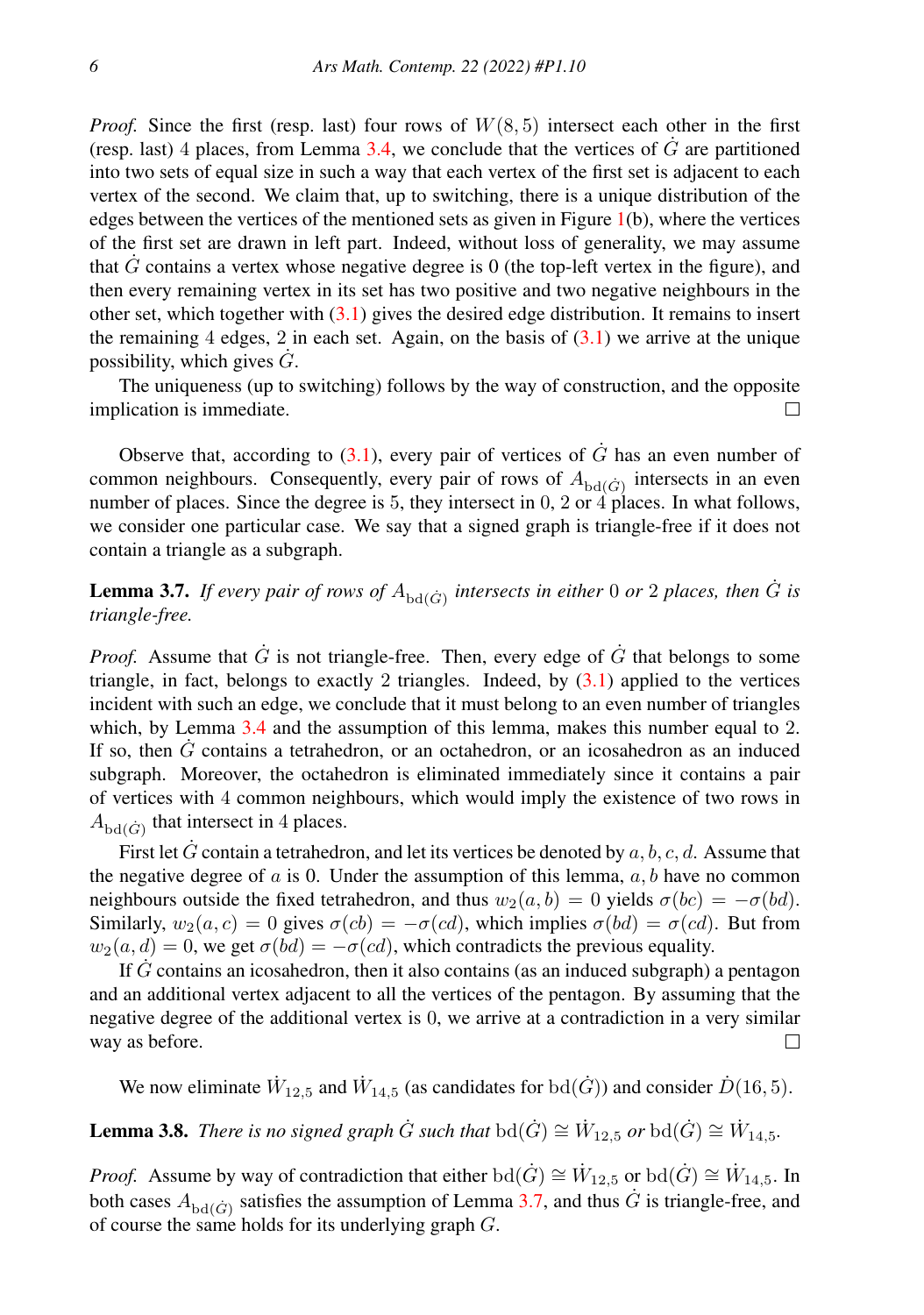*Proof.* Since the first (resp. last) four rows of $W(8,5)$ intersect each other in the first (resp. last) 4 places, from Lemma 3.4, we conclude that the vertices of $\dot{G}$ are partitioned into two sets of equal size in such a way that each vertex of the first set is adjacent to each vertex of the second. We claim that, up to switching, there is a unique distribution of the edges between the vertices of the mentioned sets as given in Figure 1(b), where the vertices of the first set are drawn in left part. Indeed, without loss of generality, we may assume that $\dot{G}$ contains a vertex whose negative degree is 0 (the top-left vertex in the figure), and then every remaining vertex in its set has two positive and two negative neighbours in the other set, which together with (3.1) gives the desired edge distribution. It remains to insert the remaining 4 edges, 2 in each set. Again, on the basis of (3.1) we arrive at the unique possibility, which gives $\dot{G}$.

The uniqueness (up to switching) follows by the way of construction, and the opposite implication is immediate. □

Observe that, according to (3.1), every pair of vertices of $\dot{G}$ has an even number of common neighbours. Consequently, every pair of rows of $A_{\mathrm{bd}(\dot{G})}$ intersects in an even number of places. Since the degree is 5, they intersect in 0, 2 or 4 places. In what follows, we consider one particular case. We say that a signed graph is triangle-free if it does not contain a triangle as a subgraph.

**Lemma 3.7.** *If every pair of rows of $A_{\mathrm{bd}(\dot{G})}$ intersects in either 0 or 2 places, then $\dot{G}$ is triangle-free.*

*Proof.* Assume that $\dot{G}$ is not triangle-free. Then, every edge of $\dot{G}$ that belongs to some triangle, in fact, belongs to exactly 2 triangles. Indeed, by (3.1) applied to the vertices incident with such an edge, we conclude that it must belong to an even number of triangles which, by Lemma 3.4 and the assumption of this lemma, makes this number equal to 2. If so, then $\dot{G}$ contains a tetrahedron, or an octahedron, or an icosahedron as an induced subgraph. Moreover, the octahedron is eliminated immediately since it contains a pair of vertices with 4 common neighbours, which would imply the existence of two rows in $A_{\mathrm{bd}(\dot{G})}$ that intersect in 4 places.

First let $\dot{G}$ contain a tetrahedron, and let its vertices be denoted by $a, b, c, d$. Assume that the negative degree of $a$ is 0. Under the assumption of this lemma, $a, b$ have no common neighbours outside the fixed tetrahedron, and thus $w_2(a,b) = 0$ yields $\sigma(bc) = -\sigma(bd)$. Similarly, $w_2(a,c) = 0$ gives $\sigma(cb) = -\sigma(cd)$, which implies $\sigma(bd) = \sigma(cd)$. But from $w_2(a,d) = 0$, we get $\sigma(bd) = -\sigma(cd)$, which contradicts the previous equality.

If $\dot{G}$ contains an icosahedron, then it also contains (as an induced subgraph) a pentagon and an additional vertex adjacent to all the vertices of the pentagon. By assuming that the negative degree of the additional vertex is 0, we arrive at a contradiction in a very similar way as before. □

We now eliminate $\dot{W}_{12,5}$ and $\dot{W}_{14,5}$ (as candidates for $\mathrm{bd}(\dot{G})$) and consider $\dot{D}(16,5)$.

**Lemma 3.8.** *There is no signed graph $\dot{G}$ such that $\mathrm{bd}(\dot{G}) \cong \dot{W}_{12,5}$ or $\mathrm{bd}(\dot{G}) \cong \dot{W}_{14,5}$.*

*Proof.* Assume by way of contradiction that either $\mathrm{bd}(\dot{G}) \cong \dot{W}_{12,5}$ or $\mathrm{bd}(\dot{G}) \cong \dot{W}_{14,5}$. In both cases $A_{\mathrm{bd}(\dot{G})}$ satisfies the assumption of Lemma 3.7, and thus $\dot{G}$ is triangle-free, and of course the same holds for its underlying graph $G$.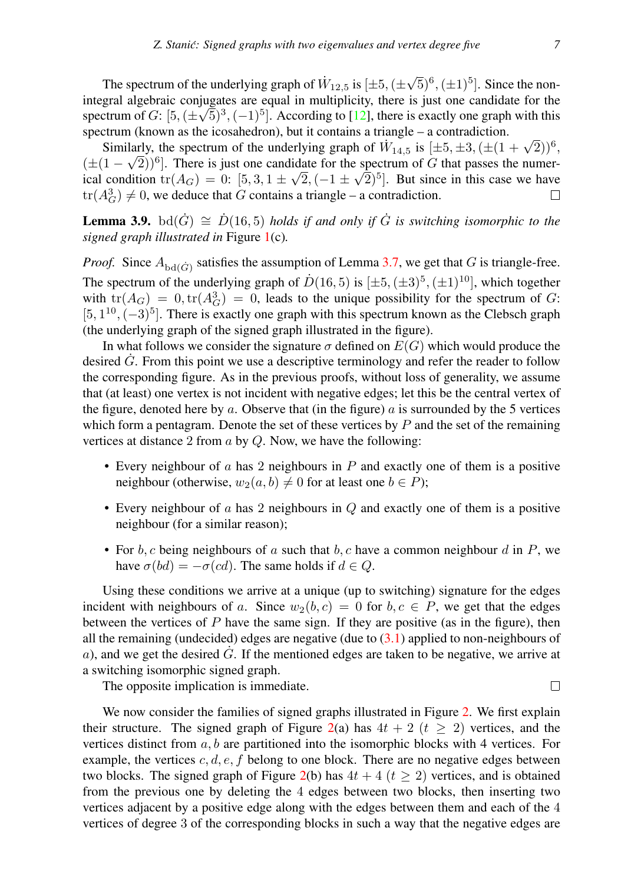The spectrum of the underlying graph of $\dot{W}_{12,5}$ is $[\pm 5, (\pm\sqrt{5})^6, (\pm 1)^5]$. Since the non-integral algebraic conjugates are equal in multiplicity, there is just one candidate for the spectrum of $G$: $[5, (\pm\sqrt{5})^3, (-1)^5]$. According to [12], there is exactly one graph with this spectrum (known as the icosahedron), but it contains a triangle – a contradiction.

Similarly, the spectrum of the underlying graph of $\dot{W}_{14,5}$ is $[\pm 5, \pm 3, (\pm(1+\sqrt{2}))^6, (\pm(1-\sqrt{2}))^6]$. There is just one candidate for the spectrum of $G$ that passes the numerical condition $\operatorname{tr}(A_G) = 0$: $[5, 3, 1 \pm \sqrt{2}, (-1 \pm \sqrt{2})^5]$. But since in this case we have $\operatorname{tr}(A_G^3) \neq 0$, we deduce that $G$ contains a triangle – a contradiction. □

**Lemma 3.9.** $\operatorname{bd}(\dot{G}) \cong \dot{D}(16,5)$ *holds if and only if $\dot{G}$ is switching isomorphic to the signed graph illustrated in* Figure 1(c)*.*

*Proof.* Since $A_{\operatorname{bd}(\dot{G})}$ satisfies the assumption of Lemma 3.7, we get that $G$ is triangle-free. The spectrum of the underlying graph of $\dot{D}(16,5)$ is $[\pm 5, (\pm 3)^5, (\pm 1)^{10}]$, which together with $\operatorname{tr}(A_G) = 0, \operatorname{tr}(A_G^3) = 0$, leads to the unique possibility for the spectrum of $G$: $[5, 1^{10}, (-3)^5]$. There is exactly one graph with this spectrum known as the Clebsch graph (the underlying graph of the signed graph illustrated in the figure).

In what follows we consider the signature $\sigma$ defined on $E(G)$ which would produce the desired $\dot{G}$. From this point we use a descriptive terminology and refer the reader to follow the corresponding figure. As in the previous proofs, without loss of generality, we assume that (at least) one vertex is not incident with negative edges; let this be the central vertex of the figure, denoted here by $a$. Observe that (in the figure) $a$ is surrounded by the 5 vertices which form a pentagram. Denote the set of these vertices by $P$ and the set of the remaining vertices at distance 2 from $a$ by $Q$. Now, we have the following:

- Every neighbour of $a$ has 2 neighbours in $P$ and exactly one of them is a positive neighbour (otherwise, $w_2(a,b) \neq 0$ for at least one $b \in P$);
- Every neighbour of $a$ has 2 neighbours in $Q$ and exactly one of them is a positive neighbour (for a similar reason);
- For $b, c$ being neighbours of $a$ such that $b, c$ have a common neighbour $d$ in $P$, we have $\sigma(bd) = -\sigma(cd)$. The same holds if $d \in Q$.

Using these conditions we arrive at a unique (up to switching) signature for the edges incident with neighbours of $a$. Since $w_2(b,c) = 0$ for $b, c \in P$, we get that the edges between the vertices of $P$ have the same sign. If they are positive (as in the figure), then all the remaining (undecided) edges are negative (due to (3.1) applied to non-neighbours of $a$), and we get the desired $\dot{G}$. If the mentioned edges are taken to be negative, we arrive at a switching isomorphic signed graph.

The opposite implication is immediate. □

We now consider the families of signed graphs illustrated in Figure 2. We first explain their structure. The signed graph of Figure 2(a) has $4t+2$ ($t \geq 2$) vertices, and the vertices distinct from $a, b$ are partitioned into the isomorphic blocks with 4 vertices. For example, the vertices $c, d, e, f$ belong to one block. There are no negative edges between two blocks. The signed graph of Figure 2(b) has $4t+4$ ($t \geq 2$) vertices, and is obtained from the previous one by deleting the 4 edges between two blocks, then inserting two vertices adjacent by a positive edge along with the edges between them and each of the 4 vertices of degree 3 of the corresponding blocks in such a way that the negative edges are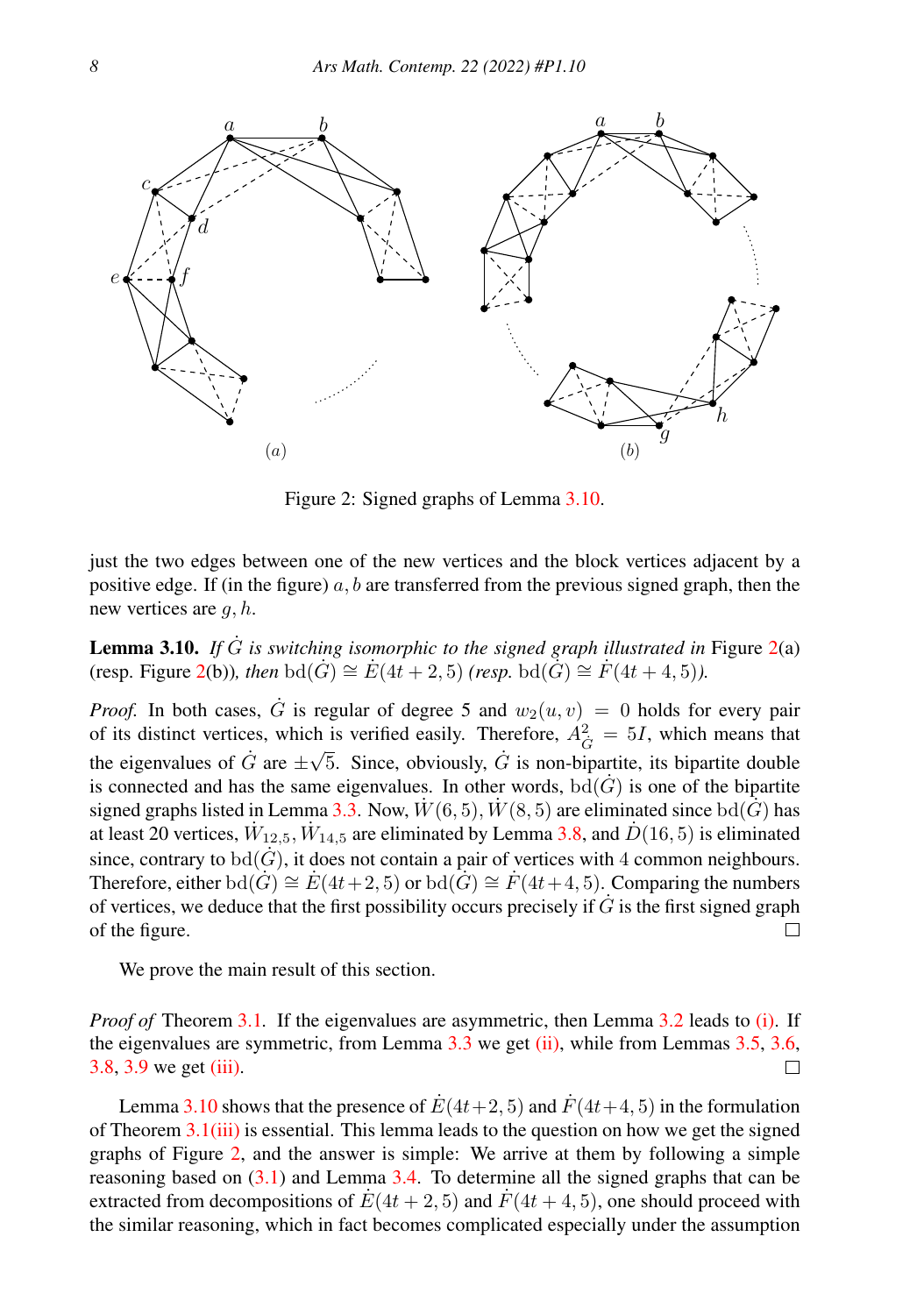Figure 2: Signed graphs of Lemma 3.10.

just the two edges between one of the new vertices and the block vertices adjacent by a positive edge. If (in the figure) $a, b$ are transferred from the previous signed graph, then the new vertices are $g, h$.

**Lemma 3.10.** *If $\dot{G}$ is switching isomorphic to the signed graph illustrated in* Figure 2(a) (resp. Figure 2(b))*, then* $\mathrm{bd}(\dot{G}) \cong \dot{E}(4t+2, 5)$ *(resp.* $\mathrm{bd}(\dot{G}) \cong \dot{F}(4t+4, 5)$*).*

*Proof.* In both cases, $\dot{G}$ is regular of degree 5 and $w_2(u, v) = 0$ holds for every pair of its distinct vertices, which is verified easily. Therefore, $A_{\dot{G}}^2 = 5I$, which means that the eigenvalues of $\dot{G}$ are $\pm\sqrt{5}$. Since, obviously, $\dot{G}$ is non-bipartite, its bipartite double is connected and has the same eigenvalues. In other words, $\mathrm{bd}(\dot{G})$ is one of the bipartite signed graphs listed in Lemma 3.3. Now, $\dot{W}(6, 5), \dot{W}(8, 5)$ are eliminated since $\mathrm{bd}(\dot{G})$ has at least 20 vertices, $\dot{W}_{12,5}, \dot{W}_{14,5}$ are eliminated by Lemma 3.8, and $\dot{D}(16, 5)$ is eliminated since, contrary to $\mathrm{bd}(\dot{G})$, it does not contain a pair of vertices with 4 common neighbours. Therefore, either $\mathrm{bd}(\dot{G}) \cong \dot{E}(4t+2, 5)$ or $\mathrm{bd}(\dot{G}) \cong \dot{F}(4t+4, 5)$. Comparing the numbers of vertices, we deduce that the first possibility occurs precisely if $\dot{G}$ is the first signed graph of the figure. □

We prove the main result of this section.

*Proof of* Theorem 3.1. If the eigenvalues are asymmetric, then Lemma 3.2 leads to (i). If the eigenvalues are symmetric, from Lemma 3.3 we get (ii), while from Lemmas 3.5, 3.6, 3.8, 3.9 we get (iii). □

Lemma 3.10 shows that the presence of $\dot{E}(4t+2, 5)$ and $\dot{F}(4t+4, 5)$ in the formulation of Theorem 3.1(iii) is essential. This lemma leads to the question on how we get the signed graphs of Figure 2, and the answer is simple: We arrive at them by following a simple reasoning based on (3.1) and Lemma 3.4. To determine all the signed graphs that can be extracted from decompositions of $\dot{E}(4t+2, 5)$ and $\dot{F}(4t+4, 5)$, one should proceed with the similar reasoning, which in fact becomes complicated especially under the assumption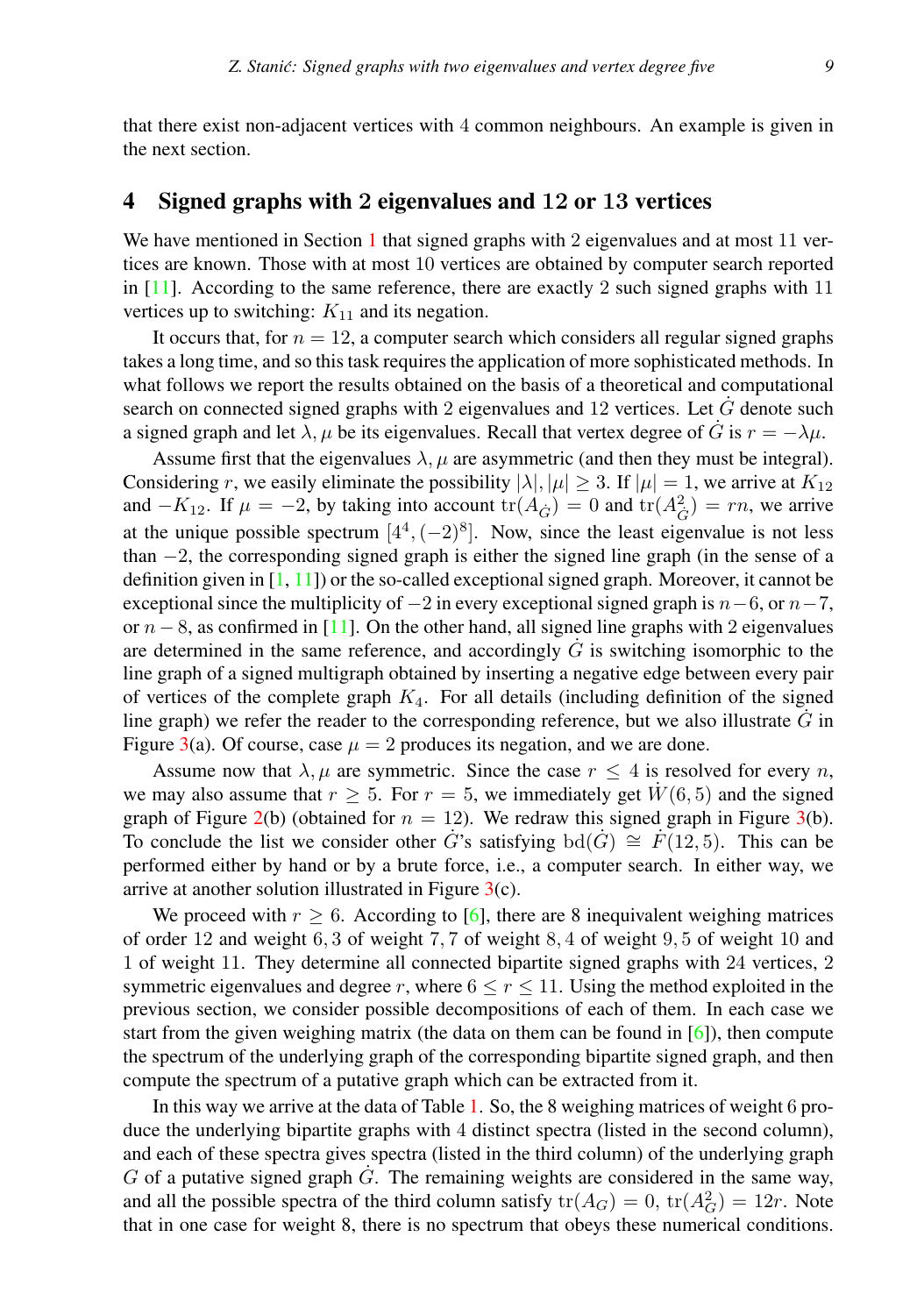that there exist non-adjacent vertices with 4 common neighbours. An example is given in the next section.

## 4 Signed graphs with 2 eigenvalues and 12 or 13 vertices

We have mentioned in Section 1 that signed graphs with 2 eigenvalues and at most 11 vertices are known. Those with at most 10 vertices are obtained by computer search reported in [11]. According to the same reference, there are exactly 2 such signed graphs with 11 vertices up to switching: $K_{11}$ and its negation.

It occurs that, for $n = 12$, a computer search which considers all regular signed graphs takes a long time, and so this task requires the application of more sophisticated methods. In what follows we report the results obtained on the basis of a theoretical and computational search on connected signed graphs with 2 eigenvalues and 12 vertices. Let $\dot{G}$ denote such a signed graph and let $\lambda, \mu$ be its eigenvalues. Recall that vertex degree of $\dot{G}$ is $r = -\lambda\mu$.

Assume first that the eigenvalues $\lambda, \mu$ are asymmetric (and then they must be integral). Considering $r$, we easily eliminate the possibility $|\lambda|, |\mu| \geq 3$. If $|\mu| = 1$, we arrive at $K_{12}$ and $-K_{12}$. If $\mu = -2$, by taking into account $\mathrm{tr}(A_{\dot{G}}) = 0$ and $\mathrm{tr}(A^2_{\dot{G}}) = rn$, we arrive at the unique possible spectrum $[4^4, (-2)^8]$. Now, since the least eigenvalue is not less than $-2$, the corresponding signed graph is either the signed line graph (in the sense of a definition given in [1, 11]) or the so-called exceptional signed graph. Moreover, it cannot be exceptional since the multiplicity of $-2$ in every exceptional signed graph is $n-6$, or $n-7$, or $n-8$, as confirmed in [11]. On the other hand, all signed line graphs with 2 eigenvalues are determined in the same reference, and accordingly $\dot{G}$ is switching isomorphic to the line graph of a signed multigraph obtained by inserting a negative edge between every pair of vertices of the complete graph $K_4$. For all details (including definition of the signed line graph) we refer the reader to the corresponding reference, but we also illustrate $\dot{G}$ in Figure 3(a). Of course, case $\mu = 2$ produces its negation, and we are done.

Assume now that $\lambda, \mu$ are symmetric. Since the case $r \leq 4$ is resolved for every $n$, we may also assume that $r \geq 5$. For $r = 5$, we immediately get $\dot{W}(6, 5)$ and the signed graph of Figure 2(b) (obtained for $n = 12$). We redraw this signed graph in Figure 3(b). To conclude the list we consider other $\dot{G}$'s satisfying $\mathrm{bd}(\dot{G}) \cong \dot{F}(12, 5)$. This can be performed either by hand or by a brute force, i.e., a computer search. In either way, we arrive at another solution illustrated in Figure 3(c).

We proceed with $r \geq 6$. According to [6], there are 8 inequivalent weighing matrices of order 12 and weight $6, 3$ of weight $7, 7$ of weight $8, 4$ of weight $9, 5$ of weight 10 and 1 of weight 11. They determine all connected bipartite signed graphs with 24 vertices, 2 symmetric eigenvalues and degree $r$, where $6 \leq r \leq 11$. Using the method exploited in the previous section, we consider possible decompositions of each of them. In each case we start from the given weighing matrix (the data on them can be found in [6]), then compute the spectrum of the underlying graph of the corresponding bipartite signed graph, and then compute the spectrum of a putative graph which can be extracted from it.

In this way we arrive at the data of Table 1. So, the 8 weighing matrices of weight 6 produce the underlying bipartite graphs with 4 distinct spectra (listed in the second column), and each of these spectra gives spectra (listed in the third column) of the underlying graph $G$ of a putative signed graph $\dot{G}$. The remaining weights are considered in the same way, and all the possible spectra of the third column satisfy $\mathrm{tr}(A_G) = 0$, $\mathrm{tr}(A^2_G) = 12r$. Note that in one case for weight 8, there is no spectrum that obeys these numerical conditions.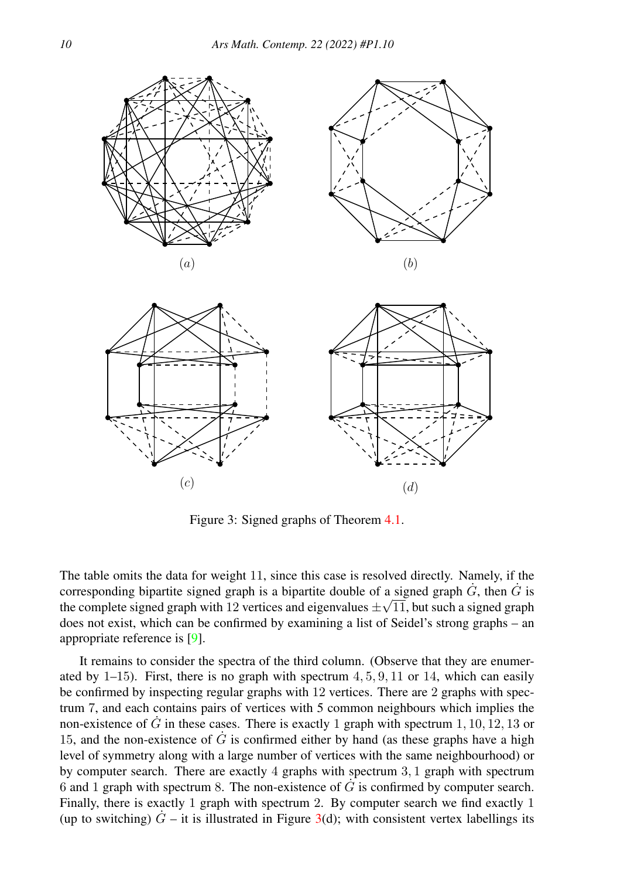(a)

(b)

(c)

(d)

Figure 3: Signed graphs of Theorem 4.1.

The table omits the data for weight 11, since this case is resolved directly. Namely, if the corresponding bipartite signed graph is a bipartite double of a signed graph $\dot{G}$, then $\dot{G}$ is the complete signed graph with 12 vertices and eigenvalues $\pm\sqrt{11}$, but such a signed graph does not exist, which can be confirmed by examining a list of Seidel's strong graphs – an appropriate reference is [9].

It remains to consider the spectra of the third column. (Observe that they are enumerated by 1–15). First, there is no graph with spectrum $4, 5, 9, 11$ or $14$, which can easily be confirmed by inspecting regular graphs with 12 vertices. There are 2 graphs with spectrum 7, and each contains pairs of vertices with 5 common neighbours which implies the non-existence of $\dot{G}$ in these cases. There is exactly 1 graph with spectrum $1, 10, 12, 13$ or $15$, and the non-existence of $\dot{G}$ is confirmed either by hand (as these graphs have a high level of symmetry along with a large number of vertices with the same neighbourhood) or by computer search. There are exactly 4 graphs with spectrum $3, 1$ graph with spectrum 6 and 1 graph with spectrum 8. The non-existence of $\dot{G}$ is confirmed by computer search. Finally, there is exactly 1 graph with spectrum 2. By computer search we find exactly 1 (up to switching) $\dot{G}$ – it is illustrated in Figure 3(d); with consistent vertex labellings its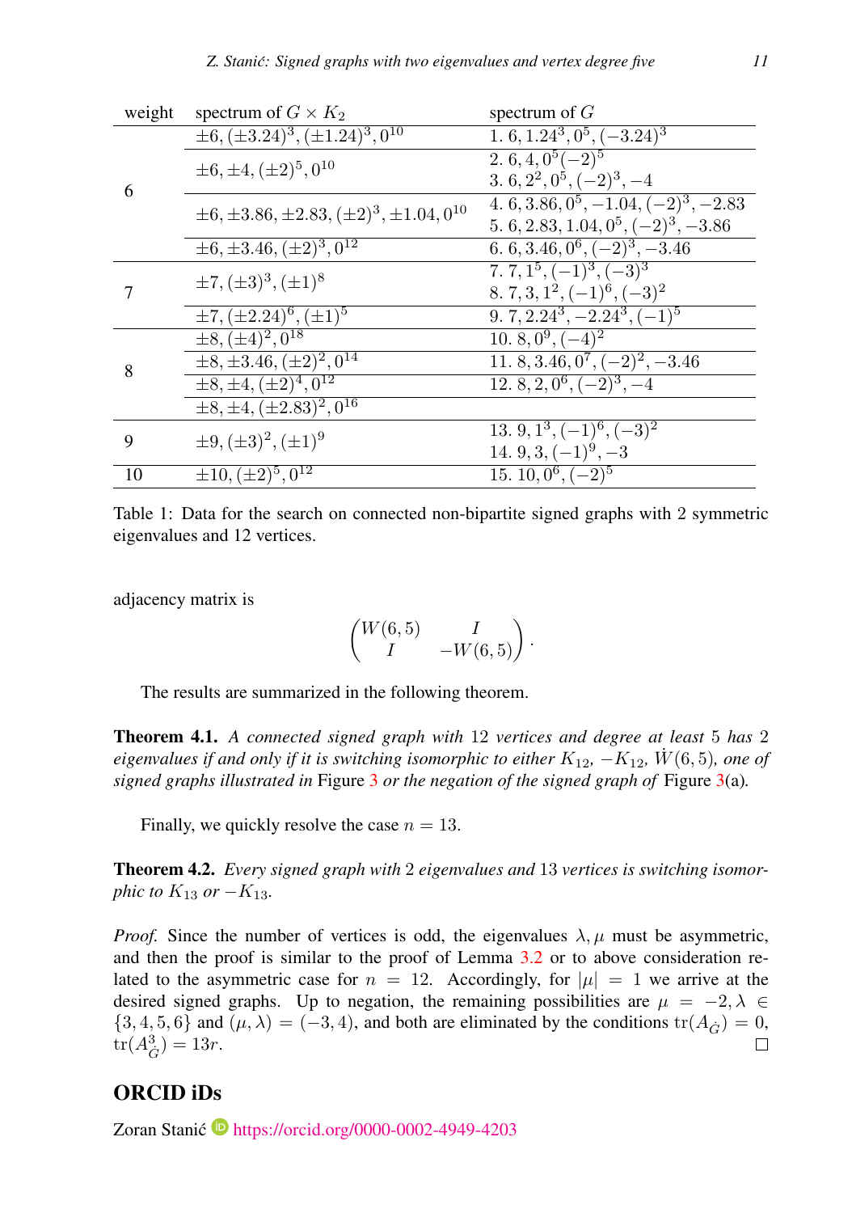| weight | spectrum of $G \times K_2$ | spectrum of $G$ |
| --- | --- | --- |
| 6 | $\pm 6, (\pm 3.24)^3, (\pm 1.24)^3, 0^{10}$ | 1. $6, 1.24^3, 0^5, (-3.24)^3$ |
| | $\pm 6, \pm 4, (\pm 2)^5, 0^{10}$ | 2. $6, 4, 0^5 (-2)^5$ <br> 3. $6, 2^2, 0^5, (-2)^3, -4$ |
| | $\pm 6, \pm 3.86, \pm 2.83, (\pm 2)^3, \pm 1.04, 0^{10}$ | 4. $6, 3.86, 0^5, -1.04, (-2)^3, -2.83$ <br> 5. $6, 2.83, 1.04, 0^5, (-2)^3, -3.86$ |
| | $\pm 6, \pm 3.46, (\pm 2)^3, 0^{12}$ | 6. $6, 3.46, 0^6, (-2)^3, -3.46$ |
| 7 | $\pm 7, (\pm 3)^3, (\pm 1)^8$ | 7. $7, 1^5, (-1)^3, (-3)^3$ <br> 8. $7, 3, 1^2, (-1)^6, (-3)^2$ |
| | $\pm 7, (\pm 2.24)^6, (\pm 1)^5$ | 9. $7, 2.24^3, -2.24^3, (-1)^5$ |
| 8 | $\pm 8, (\pm 4)^2, 0^{18}$ | 10. $8, 0^9, (-4)^2$ |
| | $\pm 8, \pm 3.46, (\pm 2)^2, 0^{14}$ | 11. $8, 3.46, 0^7, (-2)^2, -3.46$ |
| | $\pm 8, \pm 4, (\pm 2)^4, 0^{12}$ | 12. $8, 2, 0^6, (-2)^3, -4$ |
| | $\pm 8, \pm 4, (\pm 2.83)^2, 0^{16}$ | |
| 9 | $\pm 9, (\pm 3)^2, (\pm 1)^9$ | 13. $9, 1^3, (-1)^6, (-3)^2$ <br> 14. $9, 3, (-1)^9, -3$ |
| 10 | $\pm 10, (\pm 2)^5, 0^{12}$ | 15. $10, 0^6, (-2)^5$ |

Table 1: Data for the search on connected non-bipartite signed graphs with 2 symmetric eigenvalues and 12 vertices.

adjacency matrix is

$$\begin{pmatrix} W(6,5) & I \\ I & -W(6,5) \end{pmatrix}.$$

The results are summarized in the following theorem.

**Theorem 4.1.** *A connected signed graph with* 12 *vertices and degree at least* 5 *has* 2 *eigenvalues if and only if it is switching isomorphic to either* $K_{12}$, $-K_{12}$, $\dot{W}(6,5)$, *one of signed graphs illustrated in* Figure 3 *or the negation of the signed graph of* Figure 3(a)*.*

Finally, we quickly resolve the case $n = 13$.

**Theorem 4.2.** *Every signed graph with* 2 *eigenvalues and* 13 *vertices is switching isomorphic to* $K_{13}$ *or* $-K_{13}$*.*

*Proof.* Since the number of vertices is odd, the eigenvalues $\lambda, \mu$ must be asymmetric, and then the proof is similar to the proof of Lemma 3.2 or to above consideration related to the asymmetric case for $n = 12$. Accordingly, for $|\mu| = 1$ we arrive at the desired signed graphs. Up to negation, the remaining possibilities are $\mu = -2, \lambda \in \{3, 4, 5, 6\}$ and $(\mu, \lambda) = (-3, 4)$, and both are eliminated by the conditions $\mathrm{tr}(A_{\dot{G}}) = 0$, $\mathrm{tr}(A_{\dot{G}}^3) = 13r$. $\square$

## ORCID iDs

Zoran Stanić https://orcid.org/0000-0002-4949-4203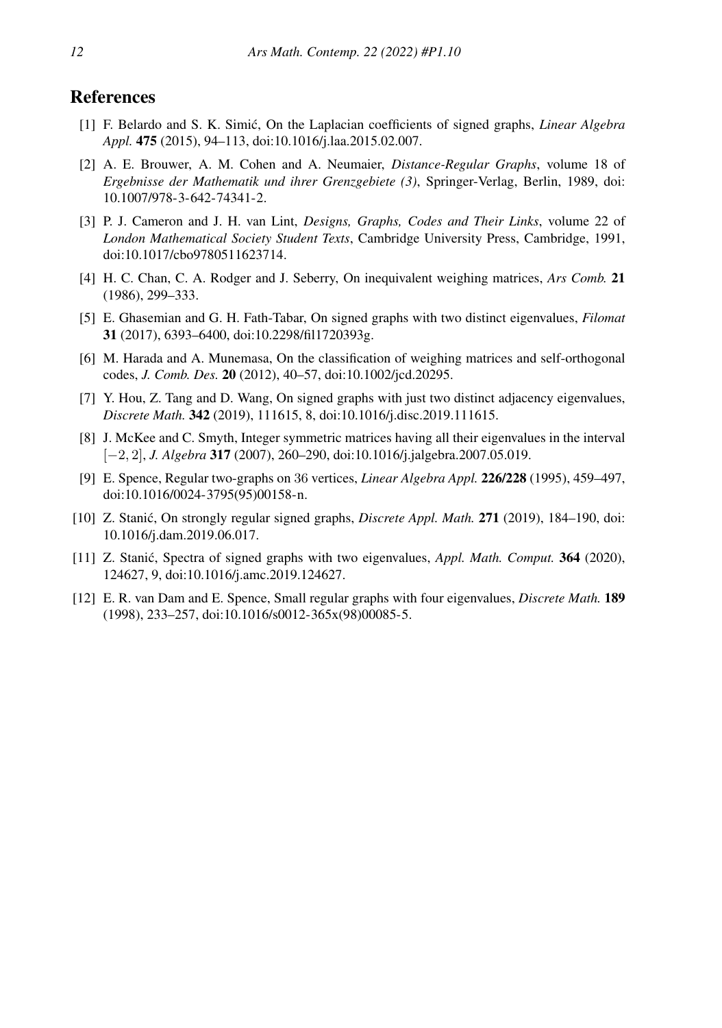## References

[1] F. Belardo and S. K. Simić, On the Laplacian coefficients of signed graphs, *Linear Algebra Appl.* **475** (2015), 94–113, doi:10.1016/j.laa.2015.02.007.

[2] A. E. Brouwer, A. M. Cohen and A. Neumaier, *Distance-Regular Graphs*, volume 18 of *Ergebnisse der Mathematik und ihrer Grenzgebiete (3)*, Springer-Verlag, Berlin, 1989, doi: 10.1007/978-3-642-74341-2.

[3] P. J. Cameron and J. H. van Lint, *Designs, Graphs, Codes and Their Links*, volume 22 of *London Mathematical Society Student Texts*, Cambridge University Press, Cambridge, 1991, doi:10.1017/cbo9780511623714.

[4] H. C. Chan, C. A. Rodger and J. Seberry, On inequivalent weighing matrices, *Ars Comb.* **21** (1986), 299–333.

[5] E. Ghasemian and G. H. Fath-Tabar, On signed graphs with two distinct eigenvalues, *Filomat* **31** (2017), 6393–6400, doi:10.2298/fil1720393g.

[6] M. Harada and A. Munemasa, On the classification of weighing matrices and self-orthogonal codes, *J. Comb. Des.* **20** (2012), 40–57, doi:10.1002/jcd.20295.

[7] Y. Hou, Z. Tang and D. Wang, On signed graphs with just two distinct adjacency eigenvalues, *Discrete Math.* **342** (2019), 111615, 8, doi:10.1016/j.disc.2019.111615.

[8] J. McKee and C. Smyth, Integer symmetric matrices having all their eigenvalues in the interval $[-2, 2]$, *J. Algebra* **317** (2007), 260–290, doi:10.1016/j.jalgebra.2007.05.019.

[9] E. Spence, Regular two-graphs on 36 vertices, *Linear Algebra Appl.* **226/228** (1995), 459–497, doi:10.1016/0024-3795(95)00158-n.

[10] Z. Stanić, On strongly regular signed graphs, *Discrete Appl. Math.* **271** (2019), 184–190, doi: 10.1016/j.dam.2019.06.017.

[11] Z. Stanić, Spectra of signed graphs with two eigenvalues, *Appl. Math. Comput.* **364** (2020), 124627, 9, doi:10.1016/j.amc.2019.124627.

[12] E. R. van Dam and E. Spence, Small regular graphs with four eigenvalues, *Discrete Math.* **189** (1998), 233–257, doi:10.1016/s0012-365x(98)00085-5.